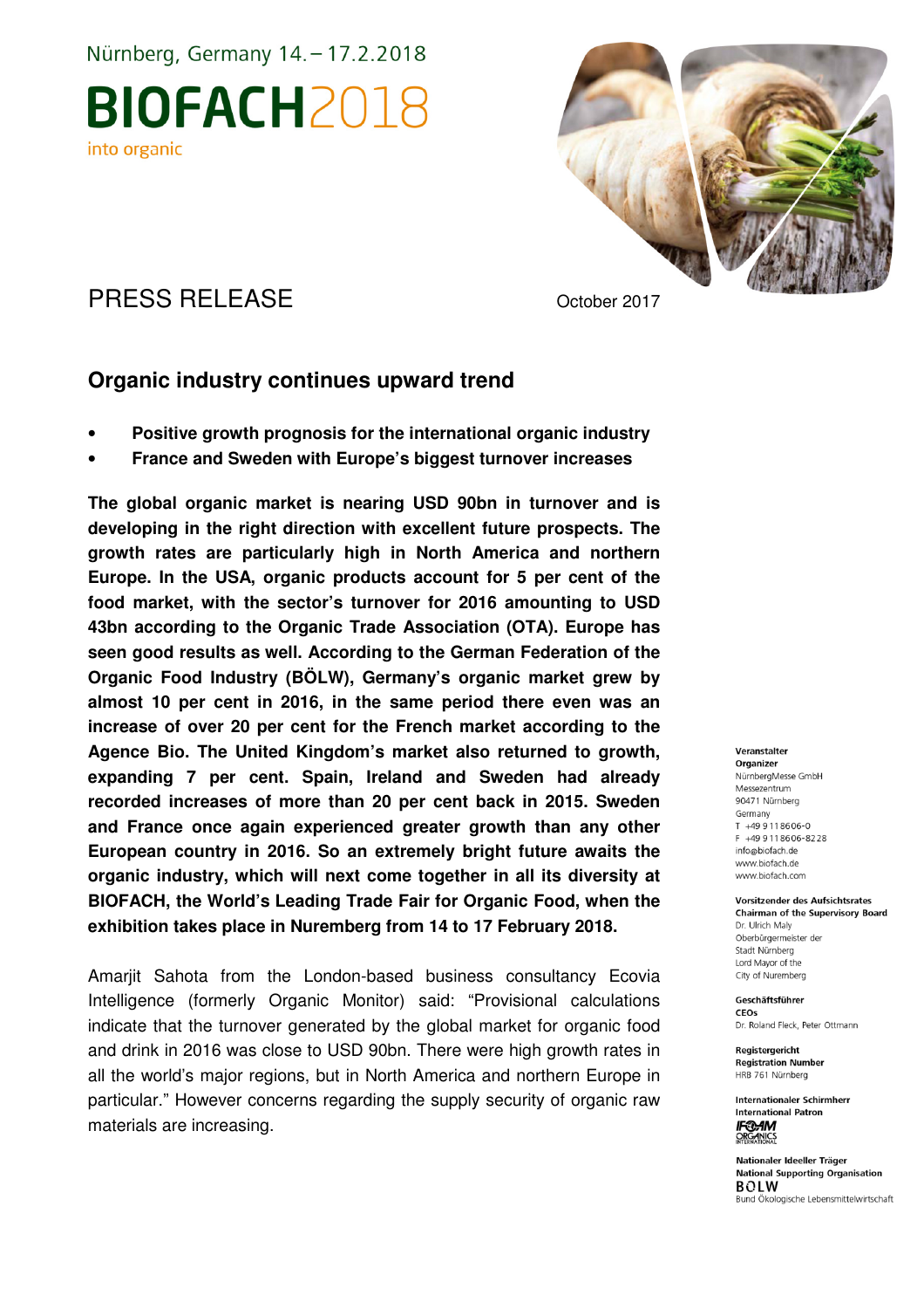Nürnberg, Germany 14. – 17.2.2018

# BIOFACH2018

into organic

PRESS RELEASE

October 2017

## Organic industry continues upward trend

- **Positive growth prognosis for the international organic industry**
- **France and Sweden with Europe's biggest turnover increases**

**The global organic market is nearing USD 90bn in turnover and is developing in the right direction with excellent future prospects. The growth rates are particularly high in North America and northern Europe. In the USA, organic products account for 5 per cent of the food market, with the sector's turnover for 2016 amounting to USD 43bn according to the Organic Trade Association (OTA). Europe has seen good results as well. According to the German Federation of the Organic Food Industry (BÖLW), Germany's organic market grew by almost 10 per cent in 2016, in the same period there even was an increase of over 20 per cent for the French market according to the Agence Bio. The United Kingdom's market also returned to growth, expanding 7 per cent. Spain, Ireland and Sweden had already recorded increases of more than 20 per cent back in 2015. Sweden and France once again experienced greater growth than any other European country in 2016. So an extremely bright future awaits the organic industry, which will next come together in all its diversity at BIOFACH, the World's Leading Trade Fair for Organic Food, when the exhibition takes place in Nuremberg from 14 to 17 February 2018.**

Amarjit Sahota from the London-based business consultancy Ecovia Intelligence (formerly Organic Monitor) said: "Provisional calculations indicate that the turnover generated by the global market for organic food and drink in 2016 was close to USD 90bn. There were high growth rates in all the world's major regions, but in North America and northern Europe in particular." However concerns regarding the supply security of organic raw materials are increasing.

**Veranstalter**
**Organizer**
NürnbergMesse GmbH
Messezentrum
90471 Nürnberg
Germany
T +49 9 11 86 06-0
F +49 9 11 86 06-82 28
info@biofach.de
www.biofach.de
www.biofach.com

**Vorsitzender des Aufsichtsrates**
**Chairman of the Supervisory Board**
Dr. Ulrich Maly
Oberbürgermeister der
Stadt Nürnberg
Lord Mayor of the
City of Nuremberg

**Geschäftsführer**
**CEOs**
Dr. Roland Fleck, Peter Ottmann

**Registergericht**
**Registration Number**
HRB 761 Nürnberg

**Internationaler Schirmherr**
**International Patron**
IFOAM ORGANICS INTERNATIONAL

**Nationaler Ideeller Träger**
**National Supporting Organisation**
BÖLW
Bund Ökologische Lebensmittelwirtschaft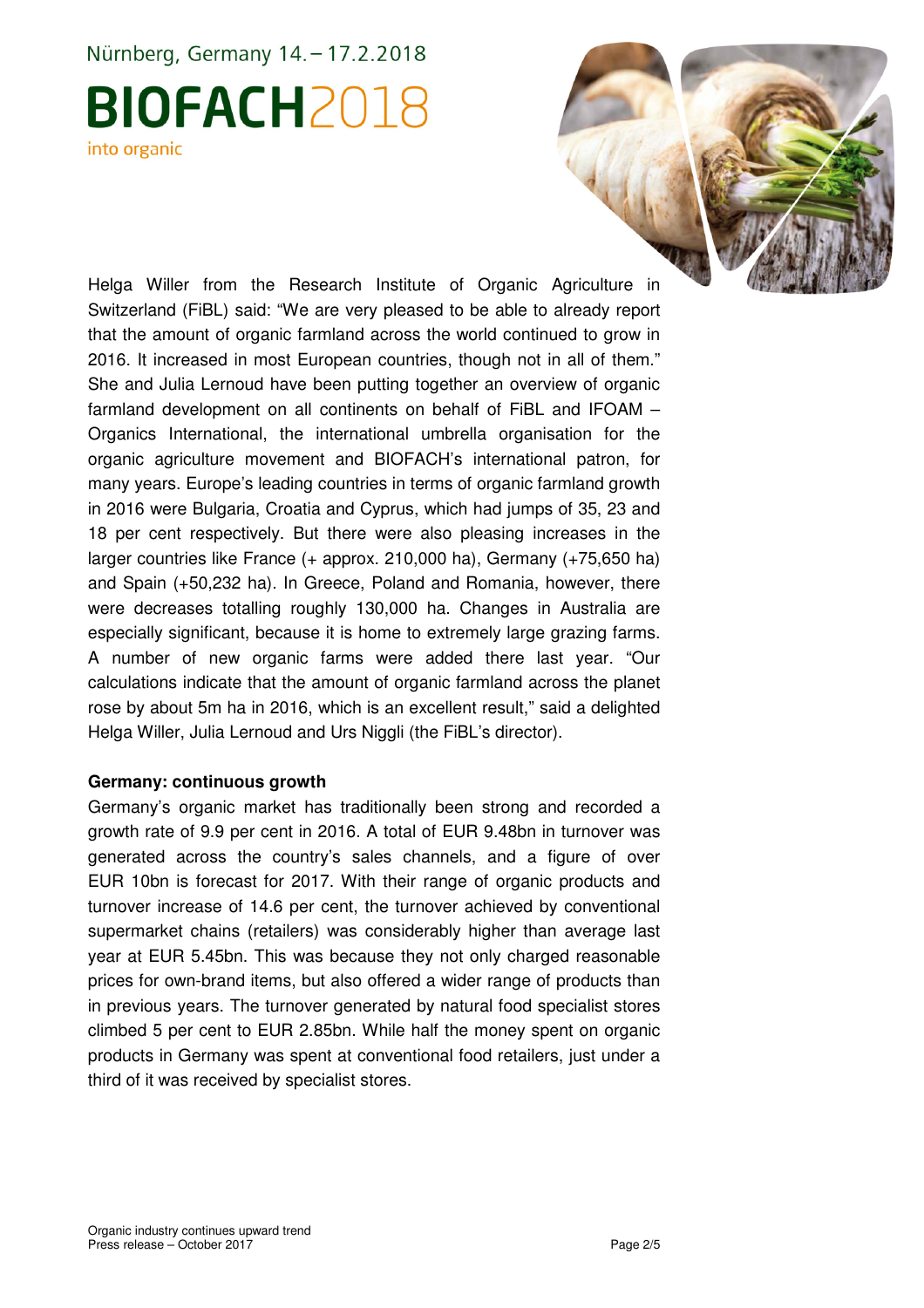Helga Willer from the Research Institute of Organic Agriculture in Switzerland (FiBL) said: "We are very pleased to be able to already report that the amount of organic farmland across the world continued to grow in 2016. It increased in most European countries, though not in all of them." She and Julia Lernoud have been putting together an overview of organic farmland development on all continents on behalf of FiBL and IFOAM – Organics International, the international umbrella organisation for the organic agriculture movement and BIOFACH's international patron, for many years. Europe's leading countries in terms of organic farmland growth in 2016 were Bulgaria, Croatia and Cyprus, which had jumps of 35, 23 and 18 per cent respectively. But there were also pleasing increases in the larger countries like France (+ approx. 210,000 ha), Germany (+75,650 ha) and Spain (+50,232 ha). In Greece, Poland and Romania, however, there were decreases totalling roughly 130,000 ha. Changes in Australia are especially significant, because it is home to extremely large grazing farms. A number of new organic farms were added there last year. "Our calculations indicate that the amount of organic farmland across the planet rose by about 5m ha in 2016, which is an excellent result," said a delighted Helga Willer, Julia Lernoud and Urs Niggli (the FiBL's director).

**Germany: continuous growth**

Germany's organic market has traditionally been strong and recorded a growth rate of 9.9 per cent in 2016. A total of EUR 9.48bn in turnover was generated across the country's sales channels, and a figure of over EUR 10bn is forecast for 2017. With their range of organic products and turnover increase of 14.6 per cent, the turnover achieved by conventional supermarket chains (retailers) was considerably higher than average last year at EUR 5.45bn. This was because they not only charged reasonable prices for own-brand items, but also offered a wider range of products than in previous years. The turnover generated by natural food specialist stores climbed 5 per cent to EUR 2.85bn. While half the money spent on organic products in Germany was spent at conventional food retailers, just under a third of it was received by specialist stores.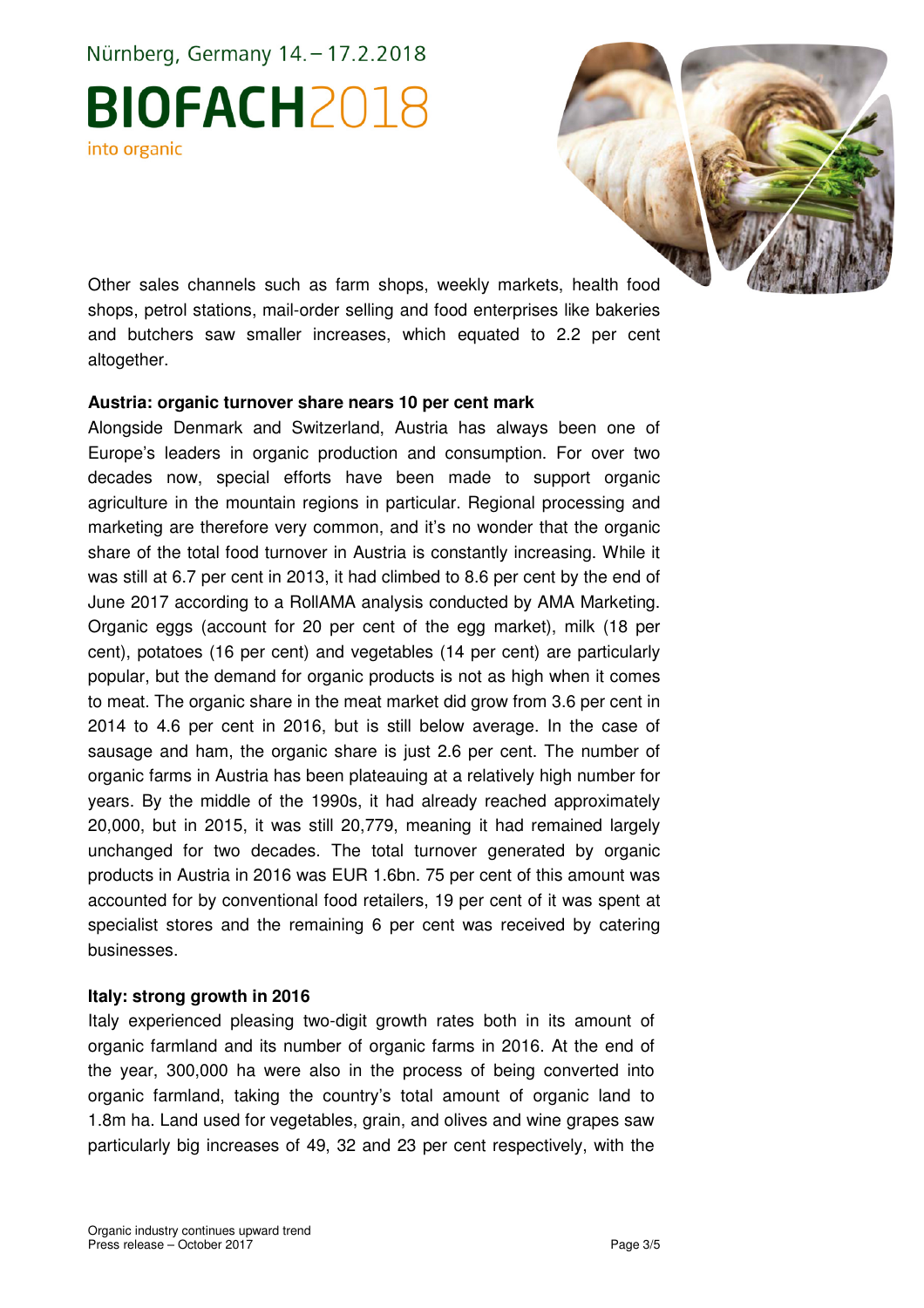Other sales channels such as farm shops, weekly markets, health food shops, petrol stations, mail-order selling and food enterprises like bakeries and butchers saw smaller increases, which equated to 2.2 per cent altogether.

**Austria: organic turnover share nears 10 per cent mark**

Alongside Denmark and Switzerland, Austria has always been one of Europe's leaders in organic production and consumption. For over two decades now, special efforts have been made to support organic agriculture in the mountain regions in particular. Regional processing and marketing are therefore very common, and it's no wonder that the organic share of the total food turnover in Austria is constantly increasing. While it was still at 6.7 per cent in 2013, it had climbed to 8.6 per cent by the end of June 2017 according to a RollAMA analysis conducted by AMA Marketing. Organic eggs (account for 20 per cent of the egg market), milk (18 per cent), potatoes (16 per cent) and vegetables (14 per cent) are particularly popular, but the demand for organic products is not as high when it comes to meat. The organic share in the meat market did grow from 3.6 per cent in 2014 to 4.6 per cent in 2016, but is still below average. In the case of sausage and ham, the organic share is just 2.6 per cent. The number of organic farms in Austria has been plateauing at a relatively high number for years. By the middle of the 1990s, it had already reached approximately 20,000, but in 2015, it was still 20,779, meaning it had remained largely unchanged for two decades. The total turnover generated by organic products in Austria in 2016 was EUR 1.6bn. 75 per cent of this amount was accounted for by conventional food retailers, 19 per cent of it was spent at specialist stores and the remaining 6 per cent was received by catering businesses.

**Italy: strong growth in 2016**

Italy experienced pleasing two-digit growth rates both in its amount of organic farmland and its number of organic farms in 2016. At the end of the year, 300,000 ha were also in the process of being converted into organic farmland, taking the country's total amount of organic land to 1.8m ha. Land used for vegetables, grain, and olives and wine grapes saw particularly big increases of 49, 32 and 23 per cent respectively, with the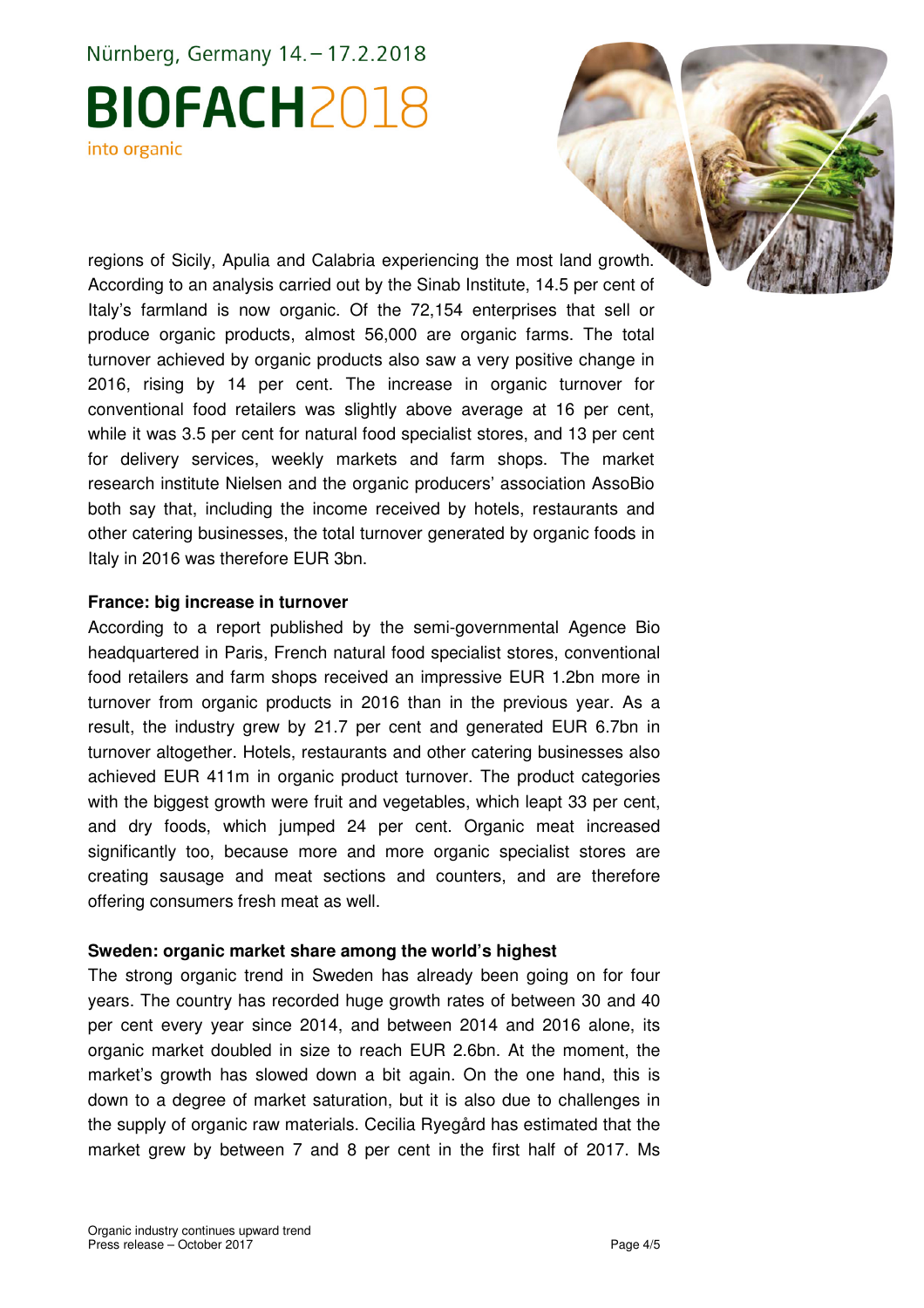regions of Sicily, Apulia and Calabria experiencing the most land growth. According to an analysis carried out by the Sinab Institute, 14.5 per cent of Italy's farmland is now organic. Of the 72,154 enterprises that sell or produce organic products, almost 56,000 are organic farms. The total turnover achieved by organic products also saw a very positive change in 2016, rising by 14 per cent. The increase in organic turnover for conventional food retailers was slightly above average at 16 per cent, while it was 3.5 per cent for natural food specialist stores, and 13 per cent for delivery services, weekly markets and farm shops. The market research institute Nielsen and the organic producers' association AssoBio both say that, including the income received by hotels, restaurants and other catering businesses, the total turnover generated by organic foods in Italy in 2016 was therefore EUR 3bn.

**France: big increase in turnover**

According to a report published by the semi-governmental Agence Bio headquartered in Paris, French natural food specialist stores, conventional food retailers and farm shops received an impressive EUR 1.2bn more in turnover from organic products in 2016 than in the previous year. As a result, the industry grew by 21.7 per cent and generated EUR 6.7bn in turnover altogether. Hotels, restaurants and other catering businesses also achieved EUR 411m in organic product turnover. The product categories with the biggest growth were fruit and vegetables, which leapt 33 per cent, and dry foods, which jumped 24 per cent. Organic meat increased significantly too, because more and more organic specialist stores are creating sausage and meat sections and counters, and are therefore offering consumers fresh meat as well.

**Sweden: organic market share among the world's highest**

The strong organic trend in Sweden has already been going on for four years. The country has recorded huge growth rates of between 30 and 40 per cent every year since 2014, and between 2014 and 2016 alone, its organic market doubled in size to reach EUR 2.6bn. At the moment, the market's growth has slowed down a bit again. On the one hand, this is down to a degree of market saturation, but it is also due to challenges in the supply of organic raw materials. Cecilia Ryegård has estimated that the market grew by between 7 and 8 per cent in the first half of 2017. Ms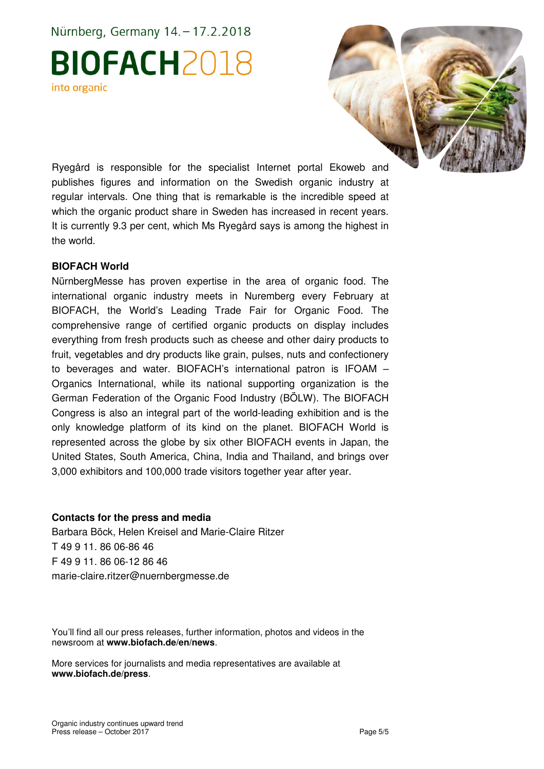Ryegård is responsible for the specialist Internet portal Ekoweb and publishes figures and information on the Swedish organic industry at regular intervals. One thing that is remarkable is the incredible speed at which the organic product share in Sweden has increased in recent years. It is currently 9.3 per cent, which Ms Ryegård says is among the highest in the world.

**BIOFACH World**

NürnbergMesse has proven expertise in the area of organic food. The international organic industry meets in Nuremberg every February at BIOFACH, the World's Leading Trade Fair for Organic Food. The comprehensive range of certified organic products on display includes everything from fresh products such as cheese and other dairy products to fruit, vegetables and dry products like grain, pulses, nuts and confectionery to beverages and water. BIOFACH's international patron is IFOAM – Organics International, while its national supporting organization is the German Federation of the Organic Food Industry (BÖLW). The BIOFACH Congress is also an integral part of the world-leading exhibition and is the only knowledge platform of its kind on the planet. BIOFACH World is represented across the globe by six other BIOFACH events in Japan, the United States, South America, China, India and Thailand, and brings over 3,000 exhibitors and 100,000 trade visitors together year after year.

**Contacts for the press and media**

Barbara Böck, Helen Kreisel and Marie-Claire Ritzer
T 49 9 11. 86 06-86 46
F 49 9 11. 86 06-12 86 46
marie-claire.ritzer@nuernbergmesse.de

You'll find all our press releases, further information, photos and videos in the newsroom at **www.biofach.de/en/news**.

More services for journalists and media representatives are available at **www.biofach.de/press**.